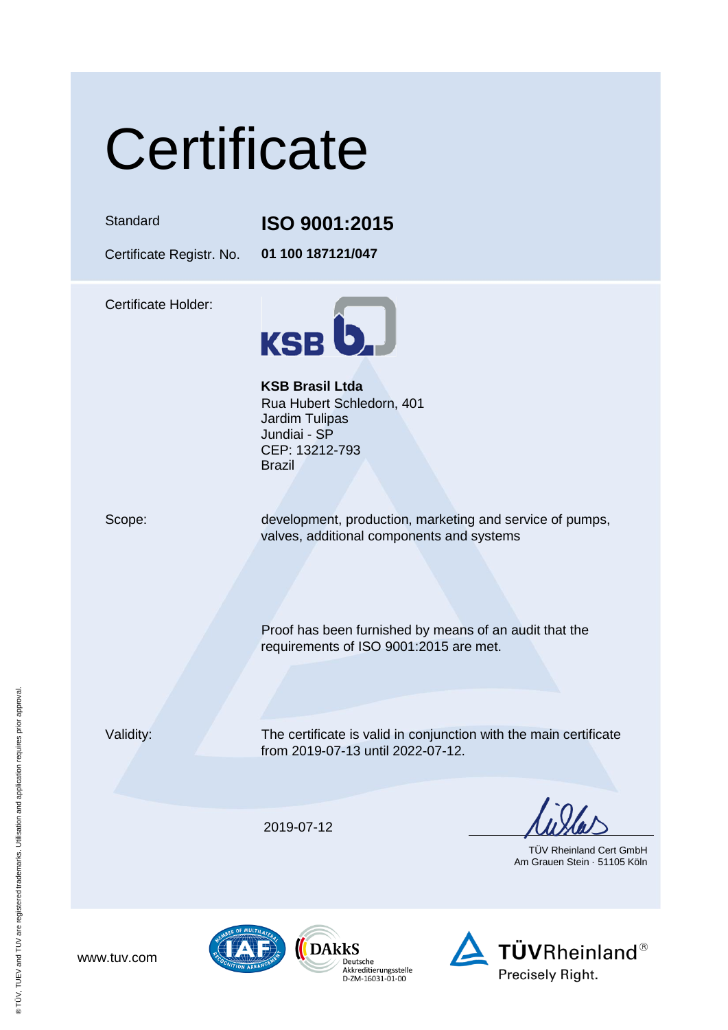# Certificate

| | |
|---|---|
| Standard | **ISO 9001:2015** |
| Certificate Registr. No. | **01 100 187121/047** |

Certificate Holder:

**KSB Brasil Ltda**
Rua Hubert Schledorn, 401
Jardim Tulipas
Jundiai - SP
CEP: 13212-793
Brazil

Scope: development, production, marketing and service of pumps, valves, additional components and systems

Proof has been furnished by means of an audit that the requirements of ISO 9001:2015 are met.

Validity: The certificate is valid in conjunction with the main certificate from 2019-07-13 until 2022-07-12.

2019-07-12

TÜV Rheinland Cert GmbH
Am Grauen Stein · 51105 Köln

www.tuv.com

DAkkS Deutsche Akkreditierungsstelle D-ZM-16031-01-00

TÜVRheinland® Precisely Right.

® TÜV, TUEV and TUV are registered trademarks. Utilisation and application requires prior approval.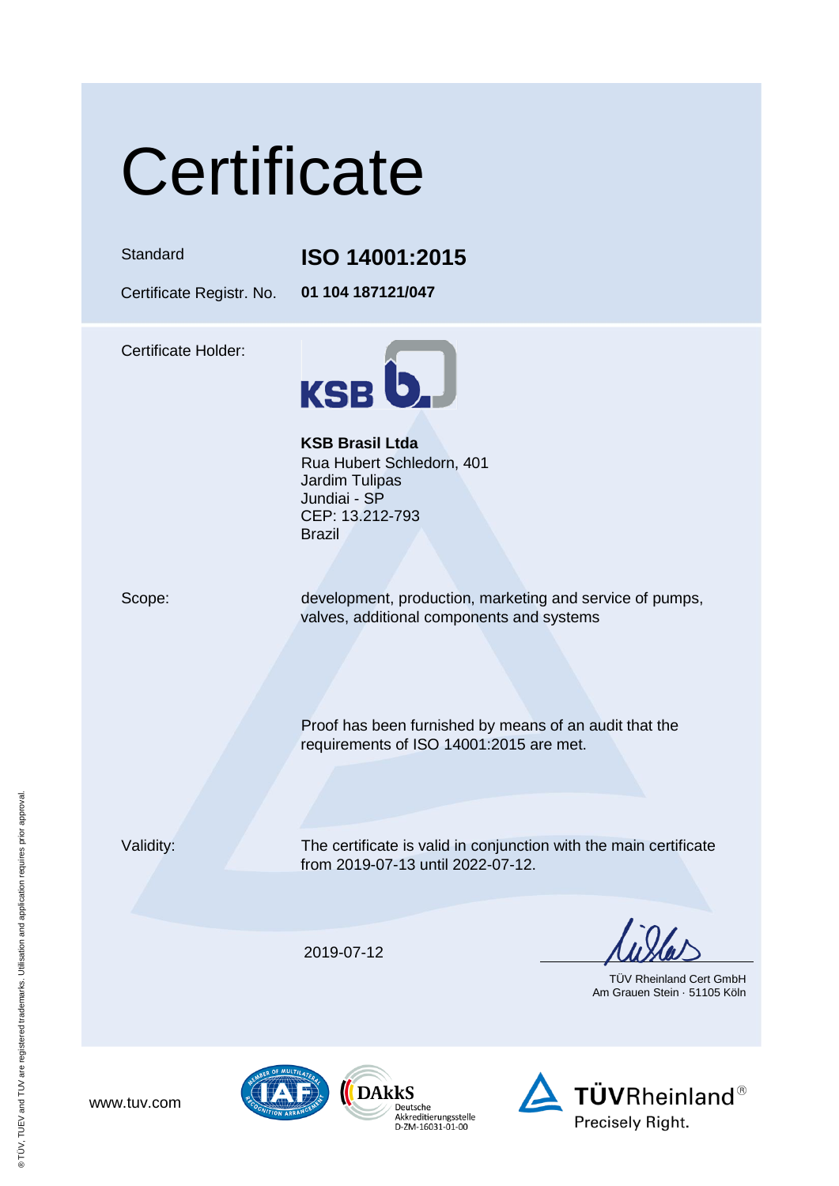# Certificate

| | |
|---|---|
| Standard | **ISO 14001:2015** |
| Certificate Registr. No. | **01 104 187121/047** |

Certificate Holder:

**KSB Brasil Ltda**
Rua Hubert Schledorn, 401
Jardim Tulipas
Jundiai - SP
CEP: 13.212-793
Brazil

Scope: development, production, marketing and service of pumps, valves, additional components and systems

Proof has been furnished by means of an audit that the requirements of ISO 14001:2015 are met.

Validity: The certificate is valid in conjunction with the main certificate from 2019-07-13 until 2022-07-12.

2019-07-12

TÜV Rheinland Cert GmbH
Am Grauen Stein · 51105 Köln

www.tuv.com

DAkkS Deutsche Akkreditierungsstelle D-ZM-16031-01-00

TÜVRheinland® Precisely Right.

® TÜV, TUEV and TUV are registered trademarks. Utilisation and application requires prior approval.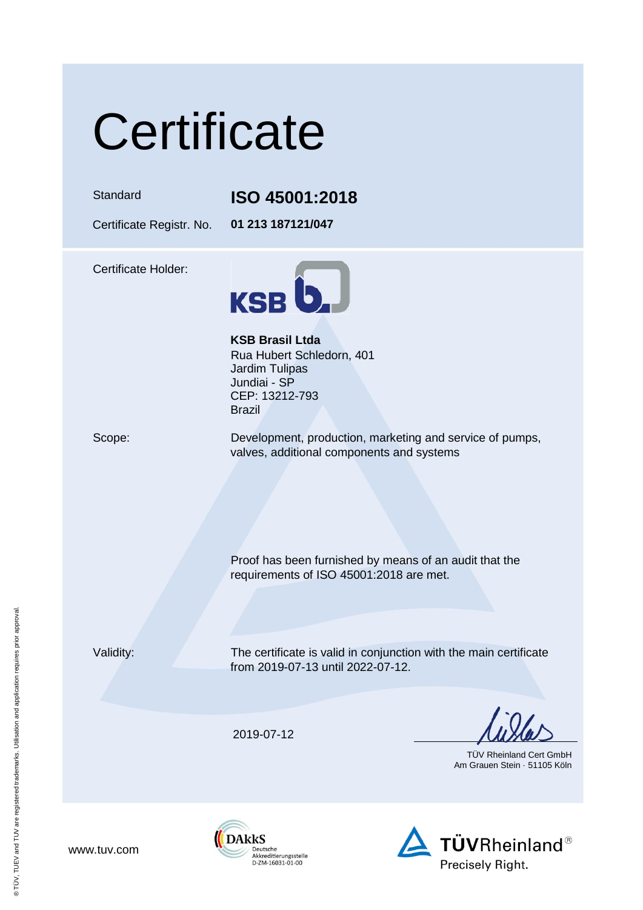# Certificate

| | |
|---|---|
| Standard | **ISO 45001:2018** |
| Certificate Registr. No. | **01 213 187121/047** |

Certificate Holder:

KSB

**KSB Brasil Ltda**
Rua Hubert Schledorn, 401
Jardim Tulipas
Jundiai - SP
CEP: 13212-793
Brazil

Scope: Development, production, marketing and service of pumps, valves, additional components and systems

Proof has been furnished by means of an audit that the requirements of ISO 45001:2018 are met.

Validity: The certificate is valid in conjunction with the main certificate from 2019-07-13 until 2022-07-12.

2019-07-12

TÜV Rheinland Cert GmbH
Am Grauen Stein · 51105 Köln

www.tuv.com

DAkkS
Deutsche
Akkreditierungsstelle
D-ZM-16031-01-00

TÜVRheinland®
Precisely Right.

® TÜV, TUEV and TUV are registered trademarks. Utilisation and application requires prior approval.